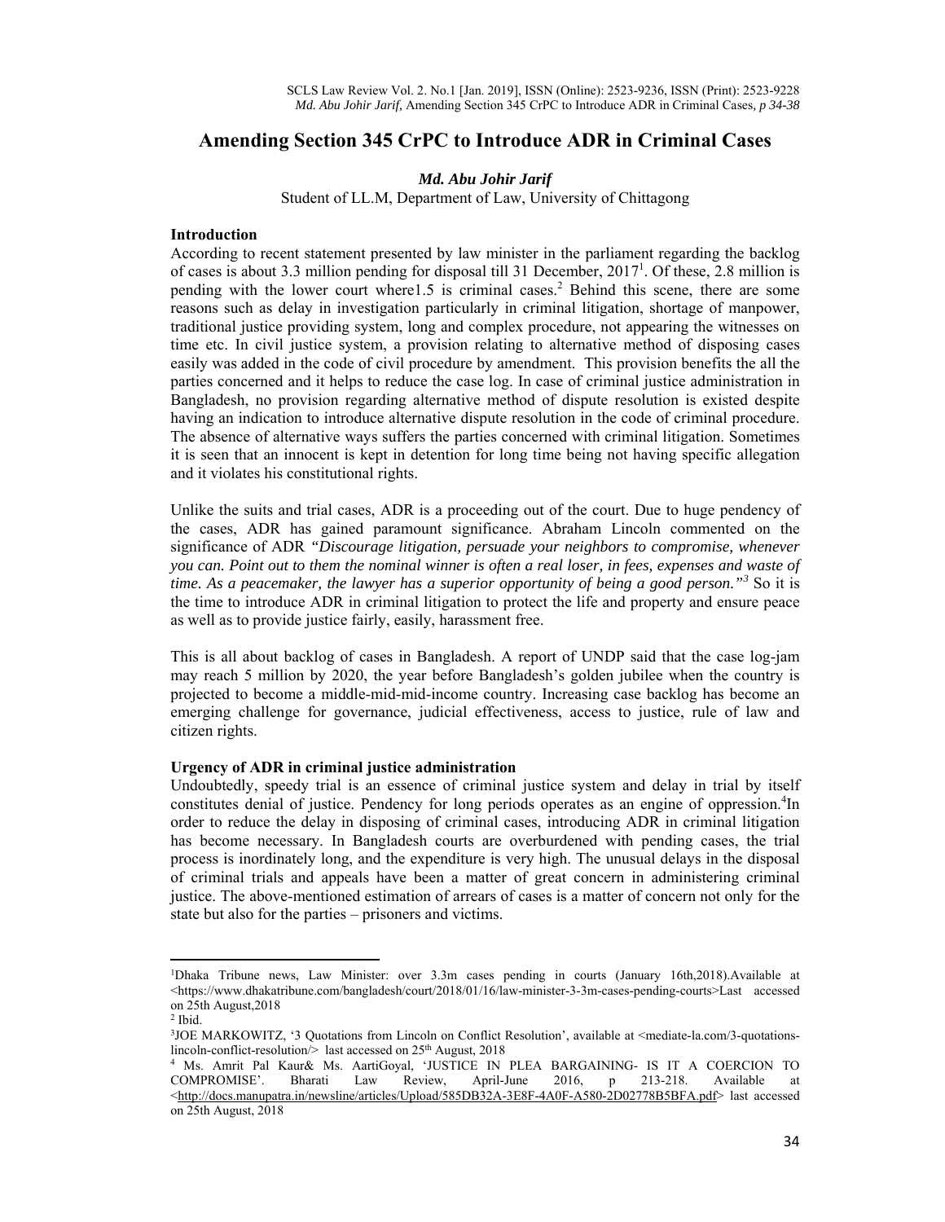# Amending Section 345 CrPC to Introduce ADR in Criminal Cases

***Md. Abu Johir Jarif***

Student of LL.M, Department of Law, University of Chittagong

## Introduction

According to recent statement presented by law minister in the parliament regarding the backlog of cases is about 3.3 million pending for disposal till 31 December, 2017[1]. Of these, 2.8 million is pending with the lower court where1.5 is criminal cases.[2] Behind this scene, there are some reasons such as delay in investigation particularly in criminal litigation, shortage of manpower, traditional justice providing system, long and complex procedure, not appearing the witnesses on time etc. In civil justice system, a provision relating to alternative method of disposing cases easily was added in the code of civil procedure by amendment. This provision benefits the all the parties concerned and it helps to reduce the case log. In case of criminal justice administration in Bangladesh, no provision regarding alternative method of dispute resolution is existed despite having an indication to introduce alternative dispute resolution in the code of criminal procedure. The absence of alternative ways suffers the parties concerned with criminal litigation. Sometimes it is seen that an innocent is kept in detention for long time being not having specific allegation and it violates his constitutional rights.

Unlike the suits and trial cases, ADR is a proceeding out of the court. Due to huge pendency of the cases, ADR has gained paramount significance. Abraham Lincoln commented on the significance of ADR *"Discourage litigation, persuade your neighbors to compromise, whenever you can. Point out to them the nominal winner is often a real loser, in fees, expenses and waste of time. As a peacemaker, the lawyer has a superior opportunity of being a good person."*[3] So it is the time to introduce ADR in criminal litigation to protect the life and property and ensure peace as well as to provide justice fairly, easily, harassment free.

This is all about backlog of cases in Bangladesh. A report of UNDP said that the case log-jam may reach 5 million by 2020, the year before Bangladesh's golden jubilee when the country is projected to become a middle-mid-mid-income country. Increasing case backlog has become an emerging challenge for governance, judicial effectiveness, access to justice, rule of law and citizen rights.

## Urgency of ADR in criminal justice administration

Undoubtedly, speedy trial is an essence of criminal justice system and delay in trial by itself constitutes denial of justice. Pendency for long periods operates as an engine of oppression.[4]In order to reduce the delay in disposing of criminal cases, introducing ADR in criminal litigation has become necessary. In Bangladesh courts are overburdened with pending cases, the trial process is inordinately long, and the expenditure is very high. The unusual delays in the disposal of criminal trials and appeals have been a matter of great concern in administering criminal justice. The above-mentioned estimation of arrears of cases is a matter of concern not only for the state but also for the parties – prisoners and victims.

---

[1]Dhaka Tribune news, Law Minister: over 3.3m cases pending in courts (January 16th,2018).Available at <https://www.dhakatribune.com/bangladesh/court/2018/01/16/law-minister-3-3m-cases-pending-courts>Last accessed on 25th August,2018

[2] Ibid.

[3]JOE MARKOWITZ, '3 Quotations from Lincoln on Conflict Resolution', available at <mediate-la.com/3-quotations-lincoln-conflict-resolution/> last accessed on 25th August, 2018

[4] Ms. Amrit Pal Kaur& Ms. AartiGoyal, 'JUSTICE IN PLEA BARGAINING- IS IT A COERCION TO COMPROMISE'. Bharati Law Review, April-June 2016, p 213-218. Available at <http://docs.manupatra.in/newsline/articles/Upload/585DB32A-3E8F-4A0F-A580-2D02778B5BFA.pdf> last accessed on 25th August, 2018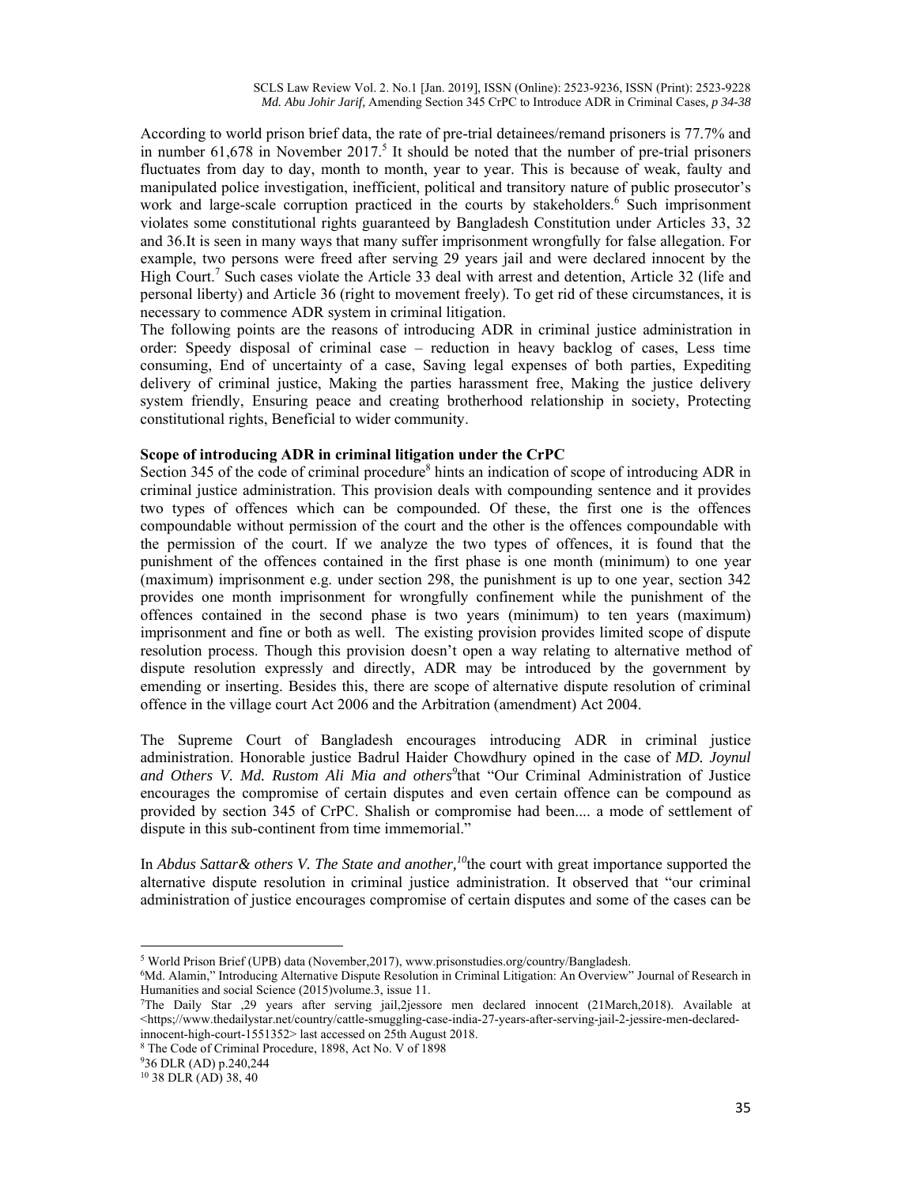According to world prison brief data, the rate of pre-trial detainees/remand prisoners is 77.7% and in number 61,678 in November 2017.[5] It should be noted that the number of pre-trial prisoners fluctuates from day to day, month to month, year to year. This is because of weak, faulty and manipulated police investigation, inefficient, political and transitory nature of public prosecutor's work and large-scale corruption practiced in the courts by stakeholders.[6] Such imprisonment violates some constitutional rights guaranteed by Bangladesh Constitution under Articles 33, 32 and 36.It is seen in many ways that many suffer imprisonment wrongfully for false allegation. For example, two persons were freed after serving 29 years jail and were declared innocent by the High Court.[7] Such cases violate the Article 33 deal with arrest and detention, Article 32 (life and personal liberty) and Article 36 (right to movement freely). To get rid of these circumstances, it is necessary to commence ADR system in criminal litigation.

The following points are the reasons of introducing ADR in criminal justice administration in order: Speedy disposal of criminal case – reduction in heavy backlog of cases, Less time consuming, End of uncertainty of a case, Saving legal expenses of both parties, Expediting delivery of criminal justice, Making the parties harassment free, Making the justice delivery system friendly, Ensuring peace and creating brotherhood relationship in society, Protecting constitutional rights, Beneficial to wider community.

**Scope of introducing ADR in criminal litigation under the CrPC**

Section 345 of the code of criminal procedure[8] hints an indication of scope of introducing ADR in criminal justice administration. This provision deals with compounding sentence and it provides two types of offences which can be compounded. Of these, the first one is the offences compoundable without permission of the court and the other is the offences compoundable with the permission of the court. If we analyze the two types of offences, it is found that the punishment of the offences contained in the first phase is one month (minimum) to one year (maximum) imprisonment e.g. under section 298, the punishment is up to one year, section 342 provides one month imprisonment for wrongfully confinement while the punishment of the offences contained in the second phase is two years (minimum) to ten years (maximum) imprisonment and fine or both as well. The existing provision provides limited scope of dispute resolution process. Though this provision doesn't open a way relating to alternative method of dispute resolution expressly and directly, ADR may be introduced by the government by emending or inserting. Besides this, there are scope of alternative dispute resolution of criminal offence in the village court Act 2006 and the Arbitration (amendment) Act 2004.

The Supreme Court of Bangladesh encourages introducing ADR in criminal justice administration. Honorable justice Badrul Haider Chowdhury opined in the case of ***MD. Joynul and Others V. Md. Rustom Ali Mia and others***[9]that "Our Criminal Administration of Justice encourages the compromise of certain disputes and even certain offence can be compound as provided by section 345 of CrPC. Shalish or compromise had been.... a mode of settlement of dispute in this sub-continent from time immemorial."

In *Abdus Sattar& others V. The State and another,*[10]the court with great importance supported the alternative dispute resolution in criminal justice administration. It observed that "our criminal administration of justice encourages compromise of certain disputes and some of the cases can be

---

[5] World Prison Brief (UPB) data (November,2017), www.prisonstudies.org/country/Bangladesh.

[6] Md. Alamin," Introducing Alternative Dispute Resolution in Criminal Litigation: An Overview" Journal of Research in Humanities and social Science (2015)volume.3, issue 11.

[7] The Daily Star ,29 years after serving jail,2jessore men declared innocent (21March,2018). Available at <https;//www.thedailystar.net/country/cattle-smuggling-case-india-27-years-after-serving-jail-2-jessire-men-declared-innocent-high-court-1551352> last accessed on 25th August 2018.

[8] The Code of Criminal Procedure, 1898, Act No. V of 1898

[9] 36 DLR (AD) p.240,244

[10] 38 DLR (AD) 38, 40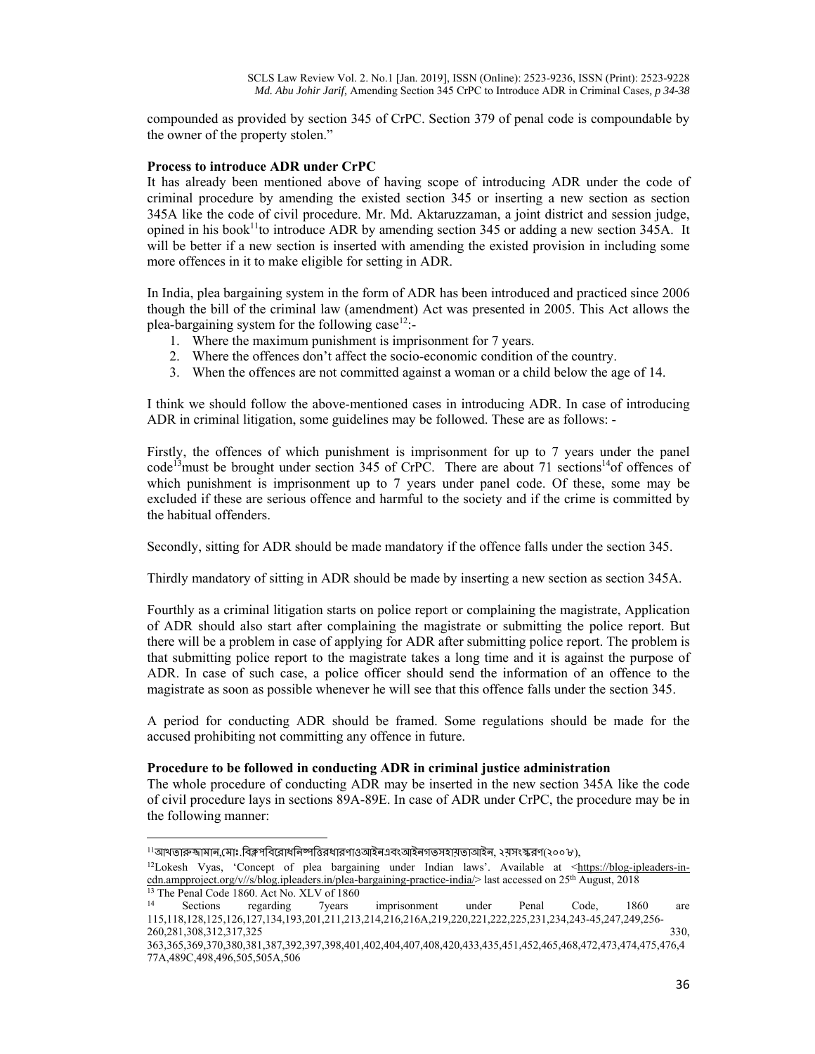compounded as provided by section 345 of CrPC. Section 379 of penal code is compoundable by the owner of the property stolen."

**Process to introduce ADR under CrPC**

It has already been mentioned above of having scope of introducing ADR under the code of criminal procedure by amending the existed section 345 or inserting a new section as section 345A like the code of civil procedure. Mr. Md. Aktaruzzaman, a joint district and session judge, opined in his book[11]to introduce ADR by amending section 345 or adding a new section 345A. It will be better if a new section is inserted with amending the existed provision in including some more offences in it to make eligible for setting in ADR.

In India, plea bargaining system in the form of ADR has been introduced and practiced since 2006 though the bill of the criminal law (amendment) Act was presented in 2005. This Act allows the plea-bargaining system for the following case[12]:-

1. Where the maximum punishment is imprisonment for 7 years.
2. Where the offences don't affect the socio-economic condition of the country.
3. When the offences are not committed against a woman or a child below the age of 14.

I think we should follow the above-mentioned cases in introducing ADR. In case of introducing ADR in criminal litigation, some guidelines may be followed. These are as follows: -

Firstly, the offences of which punishment is imprisonment for up to 7 years under the panel code[13]must be brought under section 345 of CrPC. There are about 71 sections[14]of offences of which punishment is imprisonment up to 7 years under panel code. Of these, some may be excluded if these are serious offence and harmful to the society and if the crime is committed by the habitual offenders.

Secondly, sitting for ADR should be made mandatory if the offence falls under the section 345.

Thirdly mandatory of sitting in ADR should be made by inserting a new section as section 345A.

Fourthly as a criminal litigation starts on police report or complaining the magistrate, Application of ADR should also start after complaining the magistrate or submitting the police report. But there will be a problem in case of applying for ADR after submitting police report. The problem is that submitting police report to the magistrate takes a long time and it is against the purpose of ADR. In case of such case, a police officer should send the information of an offence to the magistrate as soon as possible whenever he will see that this offence falls under the section 345.

A period for conducting ADR should be framed. Some regulations should be made for the accused prohibiting not committing any offence in future.

**Procedure to be followed in conducting ADR in criminal justice administration**

The whole procedure of conducting ADR may be inserted in the new section 345A like the code of civil procedure lays in sections 89A-89E. In case of ADR under CrPC, the procedure may be in the following manner:

---

[11] আখতারুজ্জামান,মোঃ.বিরোধনিষ্পত্তিরধারণাওআইনএবংআইনগতসহায়তাআইন, ২য়সংস্করণ(২০০৮),

[12] Lokesh Vyas, 'Concept of plea bargaining under Indian laws'. Available at <https://blog-ipleaders-in-cdn.ampproject.org/v//s/blog.ipleaders.in/plea-bargaining-practice-india/> last accessed on 25th August, 2018

[13] The Penal Code 1860. Act No. XLV of 1860

[14] Sections regarding 7years imprisonment under Penal Code, 1860 are 115,118,128,125,126,127,134,193,201,211,213,214,216,216A,219,220,221,222,225,231,234,243-45,247,249,256-260,281,308,312,317,325 330, 363,365,369,370,380,381,387,392,397,398,401,402,404,407,408,420,433,435,451,452,465,468,472,473,474,475,476,477A,489C,498,496,505,505A,506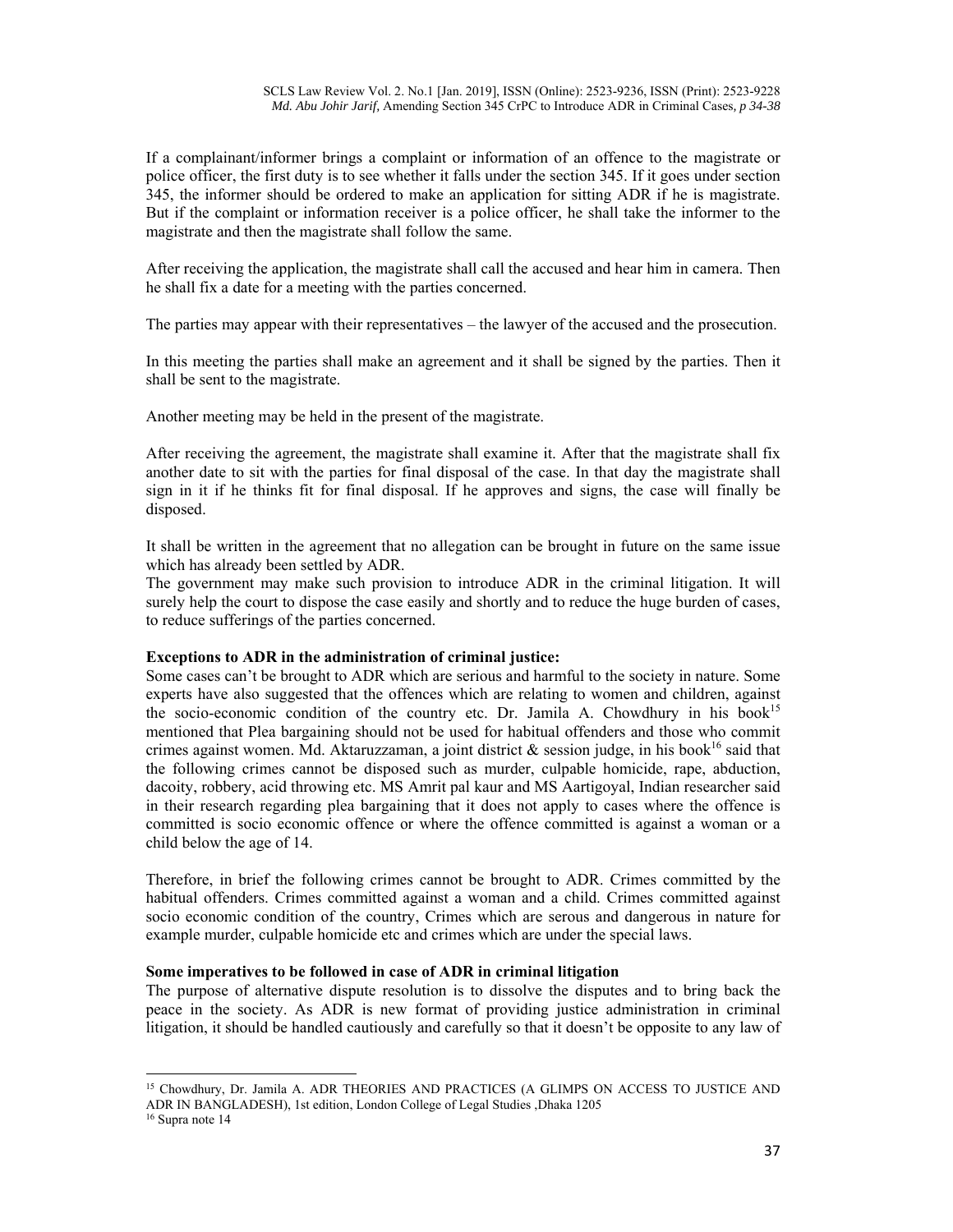If a complainant/informer brings a complaint or information of an offence to the magistrate or police officer, the first duty is to see whether it falls under the section 345. If it goes under section 345, the informer should be ordered to make an application for sitting ADR if he is magistrate. But if the complaint or information receiver is a police officer, he shall take the informer to the magistrate and then the magistrate shall follow the same.

After receiving the application, the magistrate shall call the accused and hear him in camera. Then he shall fix a date for a meeting with the parties concerned.

The parties may appear with their representatives – the lawyer of the accused and the prosecution.

In this meeting the parties shall make an agreement and it shall be signed by the parties. Then it shall be sent to the magistrate.

Another meeting may be held in the present of the magistrate.

After receiving the agreement, the magistrate shall examine it. After that the magistrate shall fix another date to sit with the parties for final disposal of the case. In that day the magistrate shall sign in it if he thinks fit for final disposal. If he approves and signs, the case will finally be disposed.

It shall be written in the agreement that no allegation can be brought in future on the same issue which has already been settled by ADR.
The government may make such provision to introduce ADR in the criminal litigation. It will surely help the court to dispose the case easily and shortly and to reduce the huge burden of cases, to reduce sufferings of the parties concerned.

**Exceptions to ADR in the administration of criminal justice:**
Some cases can't be brought to ADR which are serious and harmful to the society in nature. Some experts have also suggested that the offences which are relating to women and children, against the socio-economic condition of the country etc. Dr. Jamila A. Chowdhury in his book[15] mentioned that Plea bargaining should not be used for habitual offenders and those who commit crimes against women. Md. Aktaruzzaman, a joint district & session judge, in his book[16] said that the following crimes cannot be disposed such as murder, culpable homicide, rape, abduction, dacoity, robbery, acid throwing etc. MS Amrit pal kaur and MS Aartigoyal, Indian researcher said in their research regarding plea bargaining that it does not apply to cases where the offence is committed is socio economic offence or where the offence committed is against a woman or a child below the age of 14.

Therefore, in brief the following crimes cannot be brought to ADR. Crimes committed by the habitual offenders. Crimes committed against a woman and a child. Crimes committed against socio economic condition of the country, Crimes which are serous and dangerous in nature for example murder, culpable homicide etc and crimes which are under the special laws.

**Some imperatives to be followed in case of ADR in criminal litigation**
The purpose of alternative dispute resolution is to dissolve the disputes and to bring back the peace in the society. As ADR is new format of providing justice administration in criminal litigation, it should be handled cautiously and carefully so that it doesn't be opposite to any law of

---

[15] Chowdhury, Dr. Jamila A. ADR THEORIES AND PRACTICES (A GLIMPS ON ACCESS TO JUSTICE AND ADR IN BANGLADESH), 1st edition, London College of Legal Studies ,Dhaka 1205

[16] Supra note 14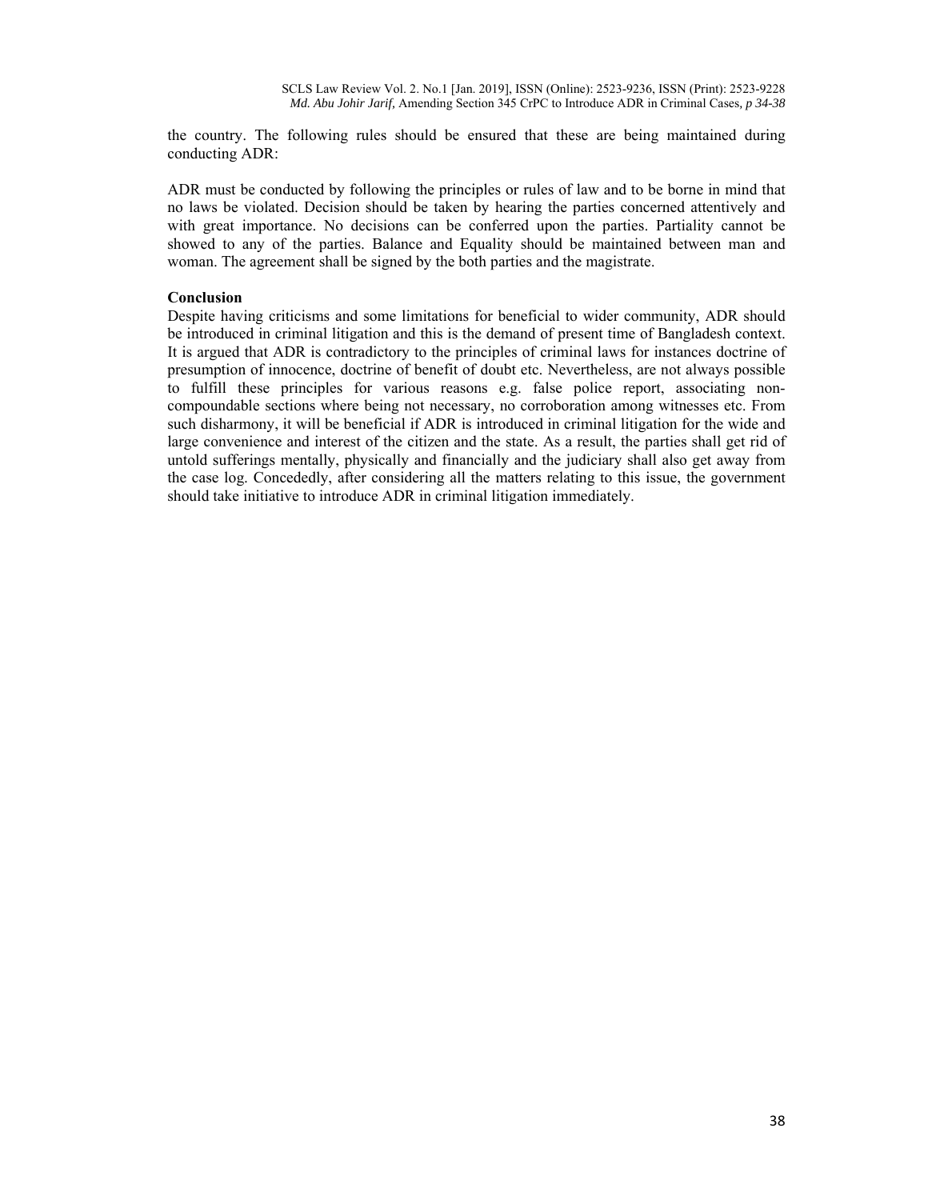the country. The following rules should be ensured that these are being maintained during conducting ADR:

ADR must be conducted by following the principles or rules of law and to be borne in mind that no laws be violated. Decision should be taken by hearing the parties concerned attentively and with great importance. No decisions can be conferred upon the parties. Partiality cannot be showed to any of the parties. Balance and Equality should be maintained between man and woman. The agreement shall be signed by the both parties and the magistrate.

**Conclusion**

Despite having criticisms and some limitations for beneficial to wider community, ADR should be introduced in criminal litigation and this is the demand of present time of Bangladesh context. It is argued that ADR is contradictory to the principles of criminal laws for instances doctrine of presumption of innocence, doctrine of benefit of doubt etc. Nevertheless, are not always possible to fulfill these principles for various reasons e.g. false police report, associating non-compoundable sections where being not necessary, no corroboration among witnesses etc. From such disharmony, it will be beneficial if ADR is introduced in criminal litigation for the wide and large convenience and interest of the citizen and the state. As a result, the parties shall get rid of untold sufferings mentally, physically and financially and the judiciary shall also get away from the case log. Concededly, after considering all the matters relating to this issue, the government should take initiative to introduce ADR in criminal litigation immediately.